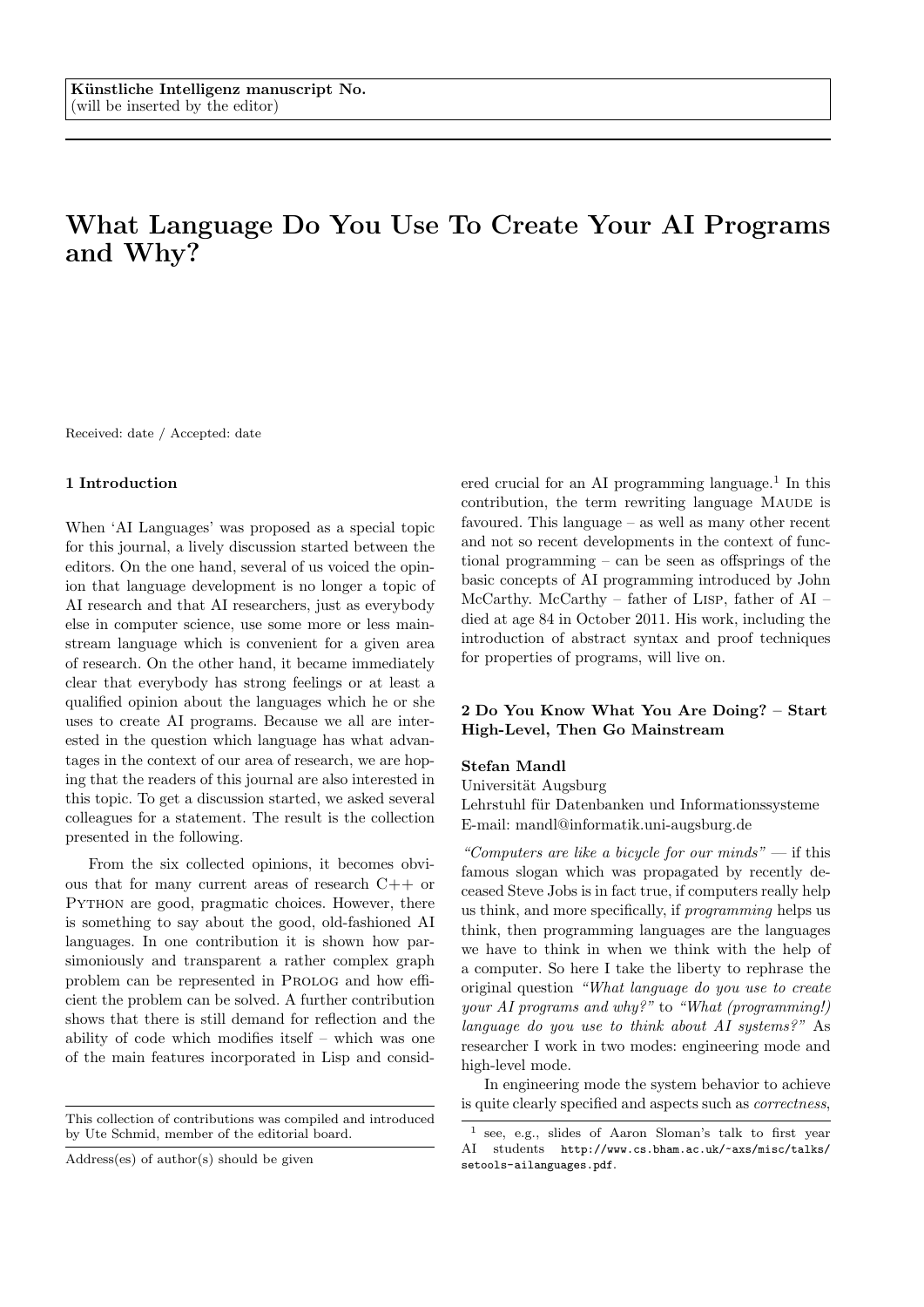**Künstliche Intelligenz manuscript No.**
(will be inserted by the editor)

# What Language Do You Use To Create Your AI Programs and Why?

Received: date / Accepted: date

## 1 Introduction

When 'AI Languages' was proposed as a special topic for this journal, a lively discussion started between the editors. On the one hand, several of us voiced the opinion that language development is no longer a topic of AI research and that AI researchers, just as everybody else in computer science, use some more or less mainstream language which is convenient for a given area of research. On the other hand, it became immediately clear that everybody has strong feelings or at least a qualified opinion about the languages which he or she uses to create AI programs. Because we all are interested in the question which language has what advantages in the context of our area of research, we are hoping that the readers of this journal are also interested in this topic. To get a discussion started, we asked several colleagues for a statement. The result is the collection presented in the following.

From the six collected opinions, it becomes obvious that for many current areas of research C++ or Python are good, pragmatic choices. However, there is something to say about the good, old-fashioned AI languages. In one contribution it is shown how parsimoniously and transparent a rather complex graph problem can be represented in Prolog and how efficient the problem can be solved. A further contribution shows that there is still demand for reflection and the ability of code which modifies itself – which was one of the main features incorporated in Lisp and considered crucial for an AI programming language.[1] In this contribution, the term rewriting language Maude is favoured. This language – as well as many other recent and not so recent developments in the context of functional programming – can be seen as offsprings of the basic concepts of AI programming introduced by John McCarthy. McCarthy – father of Lisp, father of AI – died at age 84 in October 2011. His work, including the introduction of abstract syntax and proof techniques for properties of programs, will live on.

This collection of contributions was compiled and introduced by Ute Schmid, member of the editorial board.

Address(es) of author(s) should be given

## 2 Do You Know What You Are Doing? – Start High-Level, Then Go Mainstream

**Stefan Mandl**
Universität Augsburg
Lehrstuhl für Datenbanken und Informationssysteme
E-mail: mandl@informatik.uni-augsburg.de

*"Computers are like a bicycle for our minds"* — if this famous slogan which was propagated by recently deceased Steve Jobs is in fact true, if computers really help us think, and more specifically, if *programming* helps us think, then programming languages are the languages we have to think in when we think with the help of a computer. So here I take the liberty to rephrase the original question *"What language do you use to create your AI programs and why?"* to *"What (programming!) language do you use to think about AI systems?"* As researcher I work in two modes: engineering mode and high-level mode.

In engineering mode the system behavior to achieve is quite clearly specified and aspects such as *correctness*,

[1] see, e.g., slides of Aaron Sloman's talk to first year AI students http://www.cs.bham.ac.uk/~axs/misc/talks/setools-ailanguages.pdf.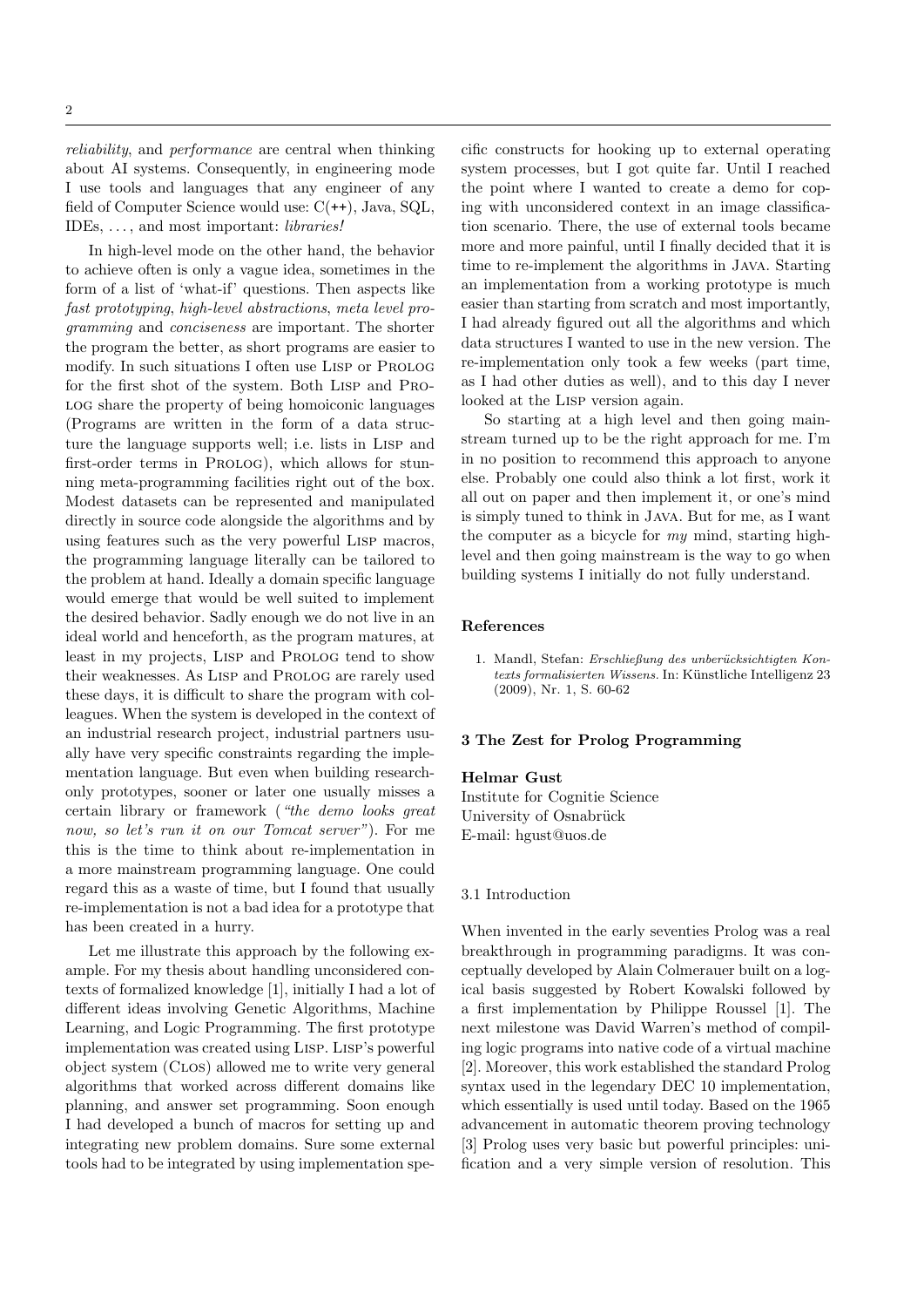*reliability*, and *performance* are central when thinking about AI systems. Consequently, in engineering mode I use tools and languages that any engineer of any field of Computer Science would use: C(++), Java, SQL, IDEs, ..., and most important: *libraries!*

In high-level mode on the other hand, the behavior to achieve often is only a vague idea, sometimes in the form of a list of 'what-if' questions. Then aspects like *fast prototyping*, *high-level abstractions*, *meta level programming* and *conciseness* are important. The shorter the program the better, as short programs are easier to modify. In such situations I often use Lisp or Prolog for the first shot of the system. Both Lisp and Prolog share the property of being homoiconic languages (Programs are written in the form of a data structure the language supports well; i.e. lists in Lisp and first-order terms in Prolog), which allows for stunning meta-programming facilities right out of the box. Modest datasets can be represented and manipulated directly in source code alongside the algorithms and by using features such as the very powerful Lisp macros, the programming language literally can be tailored to the problem at hand. Ideally a domain specific language would emerge that would be well suited to implement the desired behavior. Sadly enough we do not live in an ideal world and henceforth, as the program matures, at least in my projects, Lisp and Prolog tend to show their weaknesses. As Lisp and Prolog are rarely used these days, it is difficult to share the program with colleagues. When the system is developed in the context of an industrial research project, industrial partners usually have very specific constraints regarding the implementation language. But even when building research-only prototypes, sooner or later one usually misses a certain library or framework (*"the demo looks great now, so let's run it on our Tomcat server"*). For me this is the time to think about re-implementation in a more mainstream programming language. One could regard this as a waste of time, but I found that usually re-implementation is not a bad idea for a prototype that has been created in a hurry.

Let me illustrate this approach by the following example. For my thesis about handling unconsidered contexts of formalized knowledge [1], initially I had a lot of different ideas involving Genetic Algorithms, Machine Learning, and Logic Programming. The first prototype implementation was created using Lisp. Lisp's powerful object system (Clos) allowed me to write very general algorithms that worked across different domains like planning, and answer set programming. Soon enough I had developed a bunch of macros for setting up and integrating new problem domains. Sure some external tools had to be integrated by using implementation specific constructs for hooking up to external operating system processes, but I got quite far. Until I reached the point where I wanted to create a demo for coping with unconsidered context in an image classification scenario. There, the use of external tools became more and more painful, until I finally decided that it is time to re-implement the algorithms in Java. Starting an implementation from a working prototype is much easier than starting from scratch and most importantly, I had already figured out all the algorithms and which data structures I wanted to use in the new version. The re-implementation only took a few weeks (part time, as I had other duties as well), and to this day I never looked at the Lisp version again.

So starting at a high level and then going mainstream turned up to be the right approach for me. I'm in no position to recommend this approach to anyone else. Probably one could also think a lot first, work it all out on paper and then implement it, or one's mind is simply tuned to think in Java. But for me, as I want the computer as a bicycle for *my* mind, starting high-level and then going mainstream is the way to go when building systems I initially do not fully understand.

#### References

1. Mandl, Stefan: *Erschließung des unberücksichtigten Kontexts formalisierten Wissens.* In: Künstliche Intelligenz 23 (2009), Nr. 1, S. 60-62

## 3 The Zest for Prolog Programming

**Helmar Gust**
Institute for Cognitie Science
University of Osnabrück
E-mail: hgust@uos.de

### 3.1 Introduction

When invented in the early seventies Prolog was a real breakthrough in programming paradigms. It was conceptually developed by Alain Colmerauer built on a logical basis suggested by Robert Kowalski followed by a first implementation by Philippe Roussel [1]. The next milestone was David Warren's method of compiling logic programs into native code of a virtual machine [2]. Moreover, this work established the standard Prolog syntax used in the legendary DEC 10 implementation, which essentially is used until today. Based on the 1965 advancement in automatic theorem proving technology [3] Prolog uses very basic but powerful principles: unification and a very simple version of resolution. This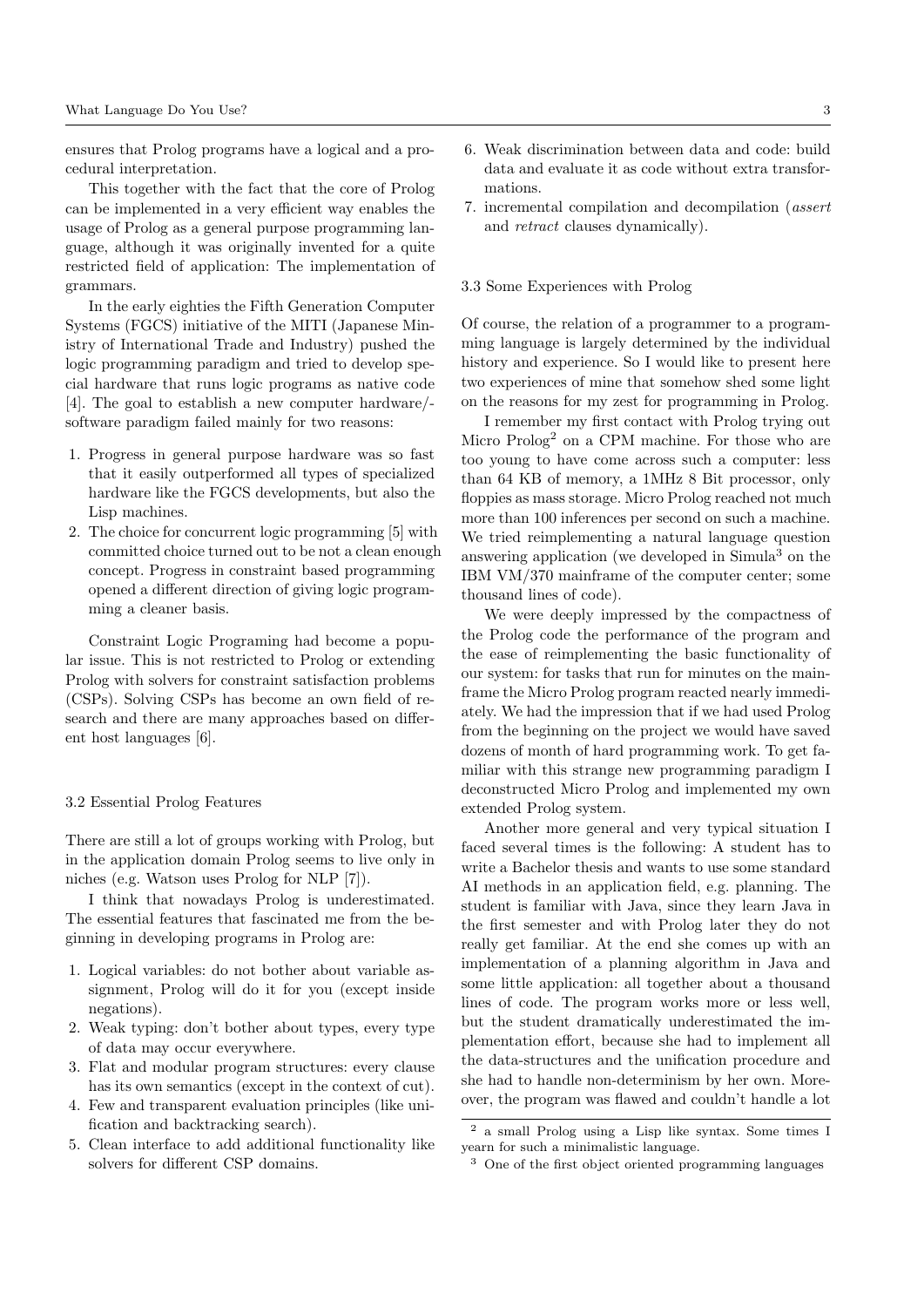ensures that Prolog programs have a logical and a procedural interpretation.

This together with the fact that the core of Prolog can be implemented in a very efficient way enables the usage of Prolog as a general purpose programming language, although it was originally invented for a quite restricted field of application: The implementation of grammars.

In the early eighties the Fifth Generation Computer Systems (FGCS) initiative of the MITI (Japanese Ministry of International Trade and Industry) pushed the logic programming paradigm and tried to develop special hardware that runs logic programs as native code [4]. The goal to establish a new computer hardware/-software paradigm failed mainly for two reasons:

1. Progress in general purpose hardware was so fast that it easily outperformed all types of specialized hardware like the FGCS developments, but also the Lisp machines.
2. The choice for concurrent logic programming [5] with committed choice turned out to be not a clean enough concept. Progress in constraint based programming opened a different direction of giving logic programming a cleaner basis.

Constraint Logic Programing had become a popular issue. This is not restricted to Prolog or extending Prolog with solvers for constraint satisfaction problems (CSPs). Solving CSPs has become an own field of research and there are many approaches based on different host languages [6].

### 3.2 Essential Prolog Features

There are still a lot of groups working with Prolog, but in the application domain Prolog seems to live only in niches (e.g. Watson uses Prolog for NLP [7]).

I think that nowadays Prolog is underestimated. The essential features that fascinated me from the beginning in developing programs in Prolog are:

1. Logical variables: do not bother about variable assignment, Prolog will do it for you (except inside negations).
2. Weak typing: don't bother about types, every type of data may occur everywhere.
3. Flat and modular program structures: every clause has its own semantics (except in the context of cut).
4. Few and transparent evaluation principles (like unification and backtracking search).
5. Clean interface to add additional functionality like solvers for different CSP domains.
6. Weak discrimination between data and code: build data and evaluate it as code without extra transformations.
7. incremental compilation and decompilation (*assert* and *retract* clauses dynamically).

### 3.3 Some Experiences with Prolog

Of course, the relation of a programmer to a programming language is largely determined by the individual history and experience. So I would like to present here two experiences of mine that somehow shed some light on the reasons for my zest for programming in Prolog.

I remember my first contact with Prolog trying out Micro Prolog[2] on a CPM machine. For those who are too young to have come across such a computer: less than 64 KB of memory, a 1MHz 8 Bit processor, only floppies as mass storage. Micro Prolog reached not much more than 100 inferences per second on such a machine. We tried reimplementing a natural language question answering application (we developed in Simula[3] on the IBM VM/370 mainframe of the computer center; some thousand lines of code).

We were deeply impressed by the compactness of the Prolog code the performance of the program and the ease of reimplementing the basic functionality of our system: for tasks that run for minutes on the mainframe the Micro Prolog program reacted nearly immediately. We had the impression that if we had used Prolog from the beginning on the project we would have saved dozens of month of hard programming work. To get familiar with this strange new programming paradigm I deconstructed Micro Prolog and implemented my own extended Prolog system.

Another more general and very typical situation I faced several times is the following: A student has to write a Bachelor thesis and wants to use some standard AI methods in an application field, e.g. planning. The student is familiar with Java, since they learn Java in the first semester and with Prolog later they do not really get familiar. At the end she comes up with an implementation of a planning algorithm in Java and some little application: all together about a thousand lines of code. The program works more or less well, but the student dramatically underestimated the implementation effort, because she had to implement all the data-structures and the unification procedure and she had to handle non-determinism by her own. Moreover, the program was flawed and couldn't handle a lot

[2] a small Prolog using a Lisp like syntax. Some times I yearn for such a minimalistic language.

[3] One of the first object oriented programming languages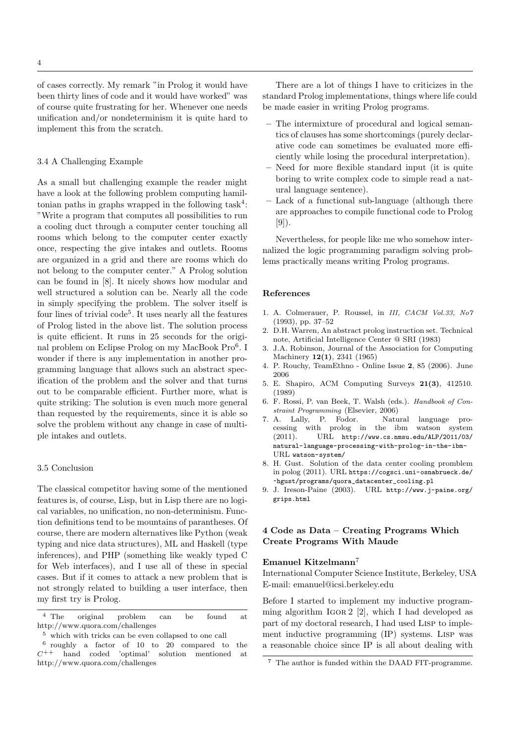of cases correctly. My remark "in Prolog it would have been thirty lines of code and it would have worked" was of course quite frustrating for her. Whenever one needs unification and/or nondeterminism it is quite hard to implement this from the scratch.

### 3.4 A Challenging Example

As a small but challenging example the reader might have a look at the following problem computing hamiltonian paths in graphs wrapped in the following task[4]: "Write a program that computes all possibilities to run a cooling duct through a computer center touching all rooms which belong to the computer center exactly once, respecting the give intakes and outlets. Rooms are organized in a grid and there are rooms which do not belong to the computer center." A Prolog solution can be found in [8]. It nicely shows how modular and well structured a solution can be. Nearly all the code in simply specifying the problem. The solver itself is four lines of trivial code[5]. It uses nearly all the features of Prolog listed in the above list. The solution process is quite efficient. It runs in 25 seconds for the original problem on Eclipse Prolog on my MacBook Pro[6]. I wonder if there is any implementation in another programming language that allows such an abstract specification of the problem and the solver and that turns out to be comparable efficient. Further more, what is quite striking: The solution is even much more general than requested by the requirements, since it is able so solve the problem without any change in case of multiple intakes and outlets.

### 3.5 Conclusion

The classical competitor having some of the mentioned features is, of course, Lisp, but in Lisp there are no logical variables, no unification, no non-determinism. Function definitions tend to be mountains of parantheses. Of course, there are modern alternatives like Python (weak typing and nice data structures), ML and Haskell (type inferences), and PHP (something like weakly typed C for Web interfaces), and I use all of these in special cases. But if it comes to attack a new problem that is not strongly related to building a user interface, then my first try is Prolog.

There are a lot of things I have to criticizes in the standard Prolog implementations, things where life could be made easier in writing Prolog programs.

- The intermixture of procedural and logical semantics of clauses has some shortcomings (purely declarative code can sometimes be evaluated more efficiently while losing the procedural interpretation).
- Need for more flexible standard input (it is quite boring to write complex code to simple read a natural language sentence).
- Lack of a functional sub-language (although there are approaches to compile functional code to Prolog [9]).

Nevertheless, for people like me who somehow internalized the logic programming paradigm solving problems practically means writing Prolog programs.

[4] The original problem can be found at http://www.quora.com/challenges

[5] which with tricks can be even collapsed to one call

[6] roughly a factor of 10 to 20 compared to the $C^{++}$ hand coded 'optimal' solution mentioned at http://www.quora.com/challenges

#### References

1. A. Colmerauer, P. Roussel, in *III, CACM Vol.33, No7* (1993), pp. 37–52
2. D.H. Warren, An abstract prolog instruction set. Technical note, Artificial Intelligence Center @ SRI (1983)
3. J.A. Robinson, Journal of the Association for Computing Machinery **12(1)**, 2341 (1965)
4. P. Rouchy, TeamEthno - Online Issue **2**, 85 (2006). June 2006
5. E. Shapiro, ACM Computing Surveys **21(3)**, 412510. (1989)
6. F. Rossi, P. van Beek, T. Walsh (eds.). *Handbook of Constraint Programming* (Elsevier, 2006)
7. A. Lally, P. Fodor. Natural language processing with prolog in the ibm watson system (2011). URL `http://www.cs.nmsu.edu/ALP/2011/03/natural-language-processing-with-prolog-in-the-ibm-` URL `watson-system/`
8. H. Gust. Solution of the data center cooling promblem in polog (2011). URL `https://cogsci.uni-osnabrueck.de/~hgust/programs/quora_datacenter_cooling.pl`
9. J. Ireson-Paine (2003). URL `http://www.j-paine.org/grips.html`

## 4 Code as Data – Creating Programs Which Create Programs With Maude

**Emanuel Kitzelmann**[7]

International Computer Science Institute, Berkeley, USA
E-mail: emanuel@icsi.berkeley.edu

Before I started to implement my inductive programming algorithm Igor 2 [2], which I had developed as part of my doctoral research, I had used Lisp to implement inductive programming (IP) systems. Lisp was a reasonable choice since IP is all about dealing with

[7] The author is funded within the DAAD FIT-programme.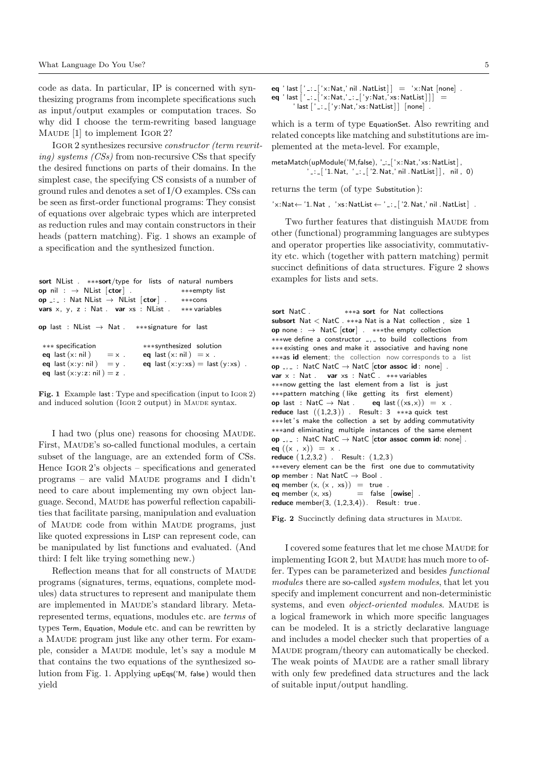code as data. In particular, IP is concerned with synthesizing programs from incomplete specifications such as input/output examples or computation traces. So why did I choose the term-rewriting based language MAUDE [1] to implement IGOR 2?

IGOR 2 synthesizes recursive *constructor (term rewriting) systems (CSs)* from non-recursive CSs that specify the desired functions on parts of their domains. In the simplest case, the specifying CS consists of a number of ground rules and denotes a set of I/O examples. CSs can be seen as first-order functional programs: They consist of equations over algebraic types which are interpreted as reduction rules and may contain constructors in their heads (pattern matching). Fig. 1 shows an example of a specification and the synthesized function.

```
sort NList .  ***sort/type for lists of natural numbers
op nil : → NList [ctor] .             ***empty list
op _:_ : Nat NList → NList [ctor] .   ***cons
vars x, y, z : Nat . var xs : NList . *** variables

op last : NList → Nat .   ***signature for last

*** specification             ***synthesized solution
eq last(x: nil)     = x .     eq last(x: nil) = x .
eq last(x:y: nil)   = y .     eq last(x:y:xs) = last(y:xs) .
eq last(x:y:z: nil) = z .
```

**Fig. 1** Example last: Type and specification (input to IGOR 2) and induced solution (IGOR 2 output) in MAUDE syntax.

I had two (plus one) reasons for choosing MAUDE. First, MAUDE's so-called functional modules, a certain subset of the language, are an extended form of CSs. Hence IGOR 2's objects – specifications and generated programs – are valid MAUDE programs and I didn't need to care about implementing my own object language. Second, MAUDE has powerful reflection capabilities that facilitate parsing, manipulation and evaluation of MAUDE code from within MAUDE programs, just like quoted expressions in LISP can represent code, can be manipulated by list functions and evaluated. (And third: I felt like trying something new.)

Reflection means that for all constructs of MAUDE programs (signatures, terms, equations, complete modules) data structures to represent and manipulate them are implemented in MAUDE's standard library. Meta-represented terms, equations, modules etc. are *terms* of types Term, Equation, Module etc. and can be rewritten by a MAUDE program just like any other term. For example, consider a MAUDE module, let's say a module M that contains the two equations of the synthesized solution from Fig. 1. Applying upEqs('M, false) would then yield

```
eq 'last['_:_['x:Nat,'nil.NatList]] = 'x:Nat [none] .
eq 'last['_:_['x:Nat,'_:_['y:Nat,'xs:NatList]]] =
     'last['_:_['y:Nat,'xs:NatList]] [none] .
```

which is a term of type EquationSet. Also rewriting and related concepts like matching and substitutions are implemented at the meta-level. For example,

```
metaMatch(upModule('M,false), '_:_['x:Nat,'xs:NatList],
          '_:_['1.Nat, '_:_['2.Nat,'nil.NatList]], nil, 0)
```

returns the term (of type Substitution):

```
'x:Nat <- '1.Nat , 'xs:NatList <- '_:_['2.Nat,'nil.NatList] .
```

Two further features that distinguish MAUDE from other (functional) programming languages are subtypes and operator properties like associativity, commutativity etc. which (together with pattern matching) permit succinct definitions of data structures. Figure 2 shows examples for lists and sets.

```
sort NatC .           ***a sort for Nat collections
subsort Nat < NatC .  ***a Nat is a Nat collection, size 1
op none : → NatC [ctor] .  ***the empty collection
***we define a constructor _,_ to build collections from
***existing ones and make it associative and having none
***as id element; the collection now corresponds to a list
op _,_ : NatC NatC → NatC [ctor assoc id: none] .
var x : Nat .   var xs : NatC .  *** variables
***now getting the last element from a list is just
***pattern matching (like getting its first element)
op last : NatC → Nat .     eq last((xs,x)) = x .
reduce last((1,2,3)) .  Result: 3  ***a quick test
***let's make the collection a set by adding commutativity
***and eliminating multiple instances of the same element
op _,_ : NatC NatC → NatC [ctor assoc comm id: none] .
eq ((x , x)) = x .
reduce (1,2,3,2) .  Result: (1,2,3)
***every element can be the first one due to commutativity
op member : Nat NatC → Bool .
eq member(x, (x , xs)) = true .
eq member(x, xs)       = false [owise] .
reduce member(3, (1,2,3,4)).  Result: true.
```

**Fig. 2** Succinctly defining data structures in MAUDE.

I covered some features that let me chose MAUDE for implementing IGOR 2, but MAUDE has much more to offer. Types can be parameterized and besides *functional modules* there are so-called *system modules*, that let you specify and implement concurrent and non-deterministic systems, and even *object-oriented modules*. MAUDE is a logical framework in which more specific languages can be modeled. It is a strictly declarative language and includes a model checker such that properties of a MAUDE program/theory can automatically be checked. The weak points of MAUDE are a rather small library with only few predefined data structures and the lack of suitable input/output handling.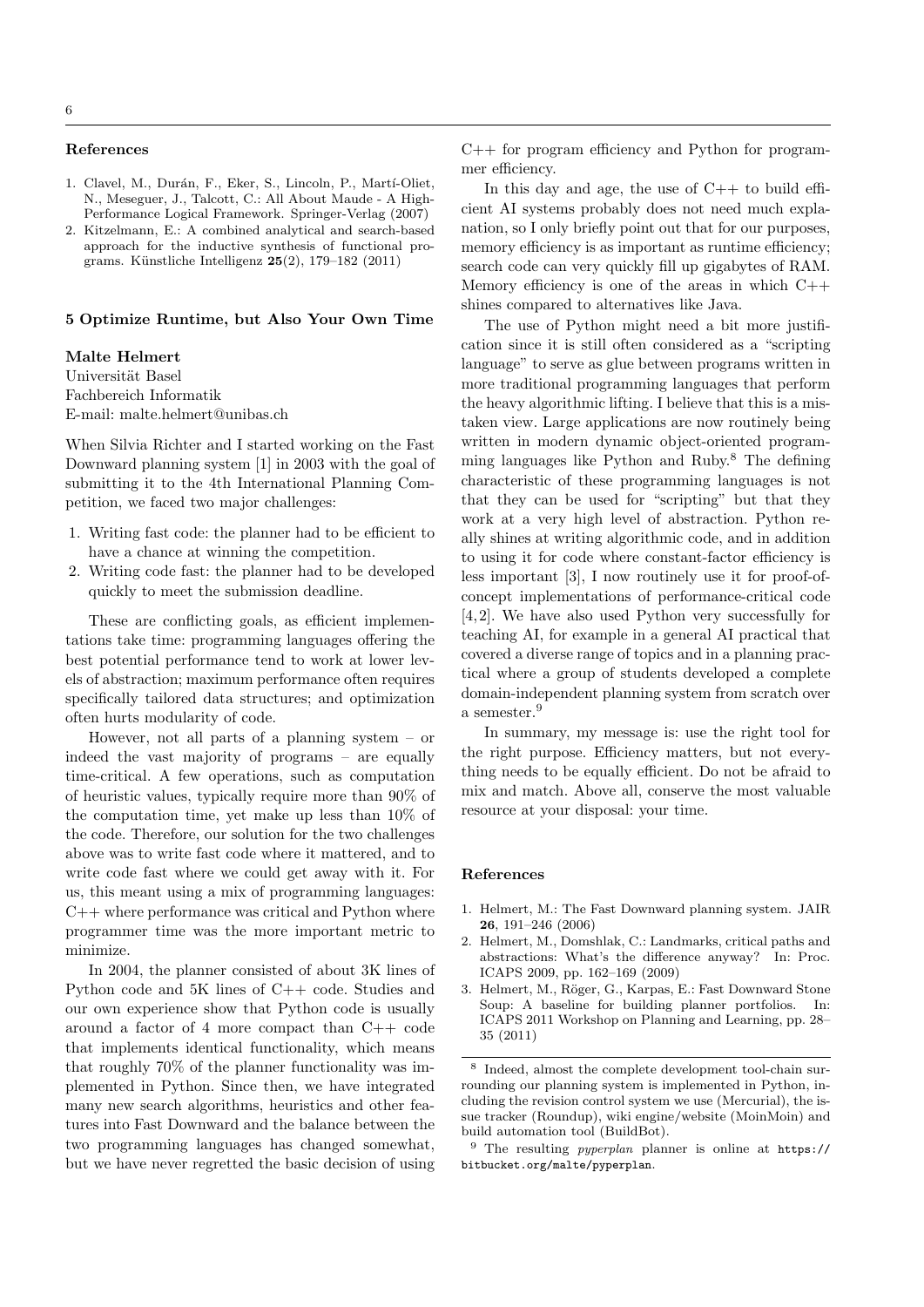## References

1. Clavel, M., Durán, F., Eker, S., Lincoln, P., Martí-Oliet, N., Meseguer, J., Talcott, C.: All About Maude - A High-Performance Logical Framework. Springer-Verlag (2007)
2. Kitzelmann, E.: A combined analytical and search-based approach for the inductive synthesis of functional programs. Künstliche Intelligenz **25**(2), 179–182 (2011)

## 5 Optimize Runtime, but Also Your Own Time

**Malte Helmert**
Universität Basel
Fachbereich Informatik
E-mail: malte.helmert@unibas.ch

When Silvia Richter and I started working on the Fast Downward planning system [1] in 2003 with the goal of submitting it to the 4th International Planning Competition, we faced two major challenges:

1. Writing fast code: the planner had to be efficient to have a chance at winning the competition.
2. Writing code fast: the planner had to be developed quickly to meet the submission deadline.

These are conflicting goals, as efficient implementations take time: programming languages offering the best potential performance tend to work at lower levels of abstraction; maximum performance often requires specifically tailored data structures; and optimization often hurts modularity of code.

However, not all parts of a planning system – or indeed the vast majority of programs – are equally time-critical. A few operations, such as computation of heuristic values, typically require more than 90% of the computation time, yet make up less than 10% of the code. Therefore, our solution for the two challenges above was to write fast code where it mattered, and to write code fast where we could get away with it. For us, this meant using a mix of programming languages: C++ where performance was critical and Python where programmer time was the more important metric to minimize.

In 2004, the planner consisted of about 3K lines of Python code and 5K lines of C++ code. Studies and our own experience show that Python code is usually around a factor of 4 more compact than C++ code that implements identical functionality, which means that roughly 70% of the planner functionality was implemented in Python. Since then, we have integrated many new search algorithms, heuristics and other features into Fast Downward and the balance between the two programming languages has changed somewhat, but we have never regretted the basic decision of using C++ for program efficiency and Python for programmer efficiency.

In this day and age, the use of C++ to build efficient AI systems probably does not need much explanation, so I only briefly point out that for our purposes, memory efficiency is as important as runtime efficiency; search code can very quickly fill up gigabytes of RAM. Memory efficiency is one of the areas in which C++ shines compared to alternatives like Java.

The use of Python might need a bit more justification since it is still often considered as a "scripting language" to serve as glue between programs written in more traditional programming languages that perform the heavy algorithmic lifting. I believe that this is a mistaken view. Large applications are now routinely being written in modern dynamic object-oriented programming languages like Python and Ruby.[8] The defining characteristic of these programming languages is not that they can be used for "scripting" but that they work at a very high level of abstraction. Python really shines at writing algorithmic code, and in addition to using it for code where constant-factor efficiency is less important [3], I now routinely use it for proof-of-concept implementations of performance-critical code [4, 2]. We have also used Python very successfully for teaching AI, for example in a general AI practical that covered a diverse range of topics and in a planning practical where a group of students developed a complete domain-independent planning system from scratch over a semester.[9]

In summary, my message is: use the right tool for the right purpose. Efficiency matters, but not everything needs to be equally efficient. Do not be afraid to mix and match. Above all, conserve the most valuable resource at your disposal: your time.

## References

1. Helmert, M.: The Fast Downward planning system. JAIR **26**, 191–246 (2006)
2. Helmert, M., Domshlak, C.: Landmarks, critical paths and abstractions: What's the difference anyway? In: Proc. ICAPS 2009, pp. 162–169 (2009)
3. Helmert, M., Röger, G., Karpas, E.: Fast Downward Stone Soup: A baseline for building planner portfolios. In: ICAPS 2011 Workshop on Planning and Learning, pp. 28–35 (2011)

[8] Indeed, almost the complete development tool-chain surrounding our planning system is implemented in Python, including the revision control system we use (Mercurial), the issue tracker (Roundup), wiki engine/website (MoinMoin) and build automation tool (BuildBot).

[9] The resulting *pyperplan* planner is online at `https://bitbucket.org/malte/pyperplan`.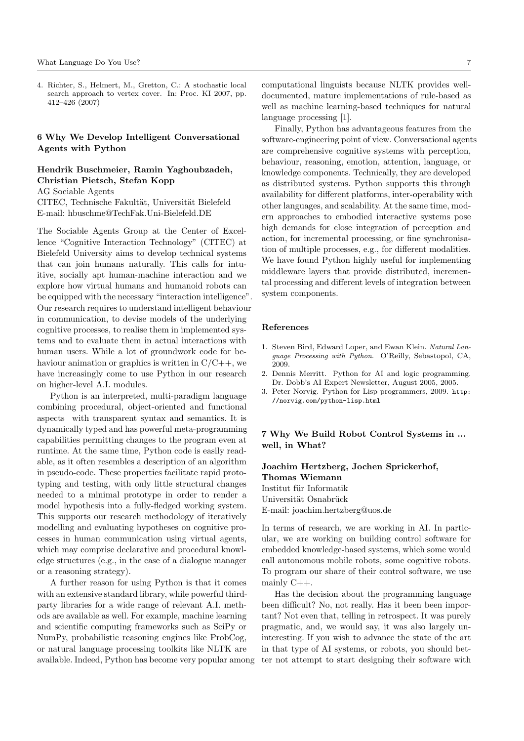4. Richter, S., Helmert, M., Gretton, C.: A stochastic local search approach to vertex cover. In: Proc. KI 2007, pp. 412–426 (2007)

## 6 Why We Develop Intelligent Conversational Agents with Python

**Hendrik Buschmeier, Ramin Yaghoubzadeh, Christian Pietsch, Stefan Kopp**
AG Sociable Agents
CITEC, Technische Fakultät, Universität Bielefeld
E-mail: hbuschme@TechFak.Uni-Bielefeld.DE

The Sociable Agents Group at the Center of Excellence "Cognitive Interaction Technology" (CITEC) at Bielefeld University aims to develop technical systems that can join humans naturally. This calls for intuitive, socially apt human-machine interaction and we explore how virtual humans and humanoid robots can be equipped with the necessary "interaction intelligence". Our research requires to understand intelligent behaviour in communication, to devise models of the underlying cognitive processes, to realise them in implemented systems and to evaluate them in actual interactions with human users. While a lot of groundwork code for behaviour animation or graphics is written in C/C++, we have increasingly come to use Python in our research on higher-level A.I. modules.

Python is an interpreted, multi-paradigm language combining procedural, object-oriented and functional aspects with transparent syntax and semantics. It is dynamically typed and has powerful meta-programming capabilities permitting changes to the program even at runtime. At the same time, Python code is easily readable, as it often resembles a description of an algorithm in pseudo-code. These properties facilitate rapid prototyping and testing, with only little structural changes needed to a minimal prototype in order to render a model hypothesis into a fully-fledged working system. This supports our research methodology of iteratively modelling and evaluating hypotheses on cognitive processes in human communication using virtual agents, which may comprise declarative and procedural knowledge structures (e.g., in the case of a dialogue manager or a reasoning strategy).

A further reason for using Python is that it comes with an extensive standard library, while powerful third-party libraries for a wide range of relevant A.I. methods are available as well. For example, machine learning and scientific computing frameworks such as SciPy or NumPy, probabilistic reasoning engines like ProbCog, or natural language processing toolkits like NLTK are available. Indeed, Python has become very popular among computational linguists because NLTK provides well-documented, mature implementations of rule-based as well as machine learning-based techniques for natural language processing [1].

Finally, Python has advantageous features from the software-engineering point of view. Conversational agents are comprehensive cognitive systems with perception, behaviour, reasoning, emotion, attention, language, or knowledge components. Technically, they are developed as distributed systems. Python supports this through availability for different platforms, inter-operability with other languages, and scalability. At the same time, modern approaches to embodied interactive systems pose high demands for close integration of perception and action, for incremental processing, or fine synchronisation of multiple processes, e.g., for different modalities. We have found Python highly useful for implementing middleware layers that provide distributed, incremental processing and different levels of integration between system components.

### References

1. Steven Bird, Edward Loper, and Ewan Klein. *Natural Language Processing with Python*. O'Reilly, Sebastopol, CA, 2009.
2. Dennis Merritt. Python for AI and logic programming. Dr. Dobb's AI Expert Newsletter, August 2005, 2005.
3. Peter Norvig. Python for Lisp programmers, 2009. http://norvig.com/python-lisp.html

## 7 Why We Build Robot Control Systems in ... well, in What?

**Joachim Hertzberg, Jochen Sprickerhof, Thomas Wiemann**
Institut für Informatik
Universität Osnabrück
E-mail: joachim.hertzberg@uos.de

In terms of research, we are working in AI. In particular, we are working on building control software for embedded knowledge-based systems, which some would call autonomous mobile robots, some cognitive robots. To program our share of their control software, we use mainly C++.

Has the decision about the programming language been difficult? No, not really. Has it been been important? Not even that, telling in retrospect. It was purely pragmatic, and, we would say, it was also largely uninteresting. If you wish to advance the state of the art in that type of AI systems, or robots, you should better not attempt to start designing their software with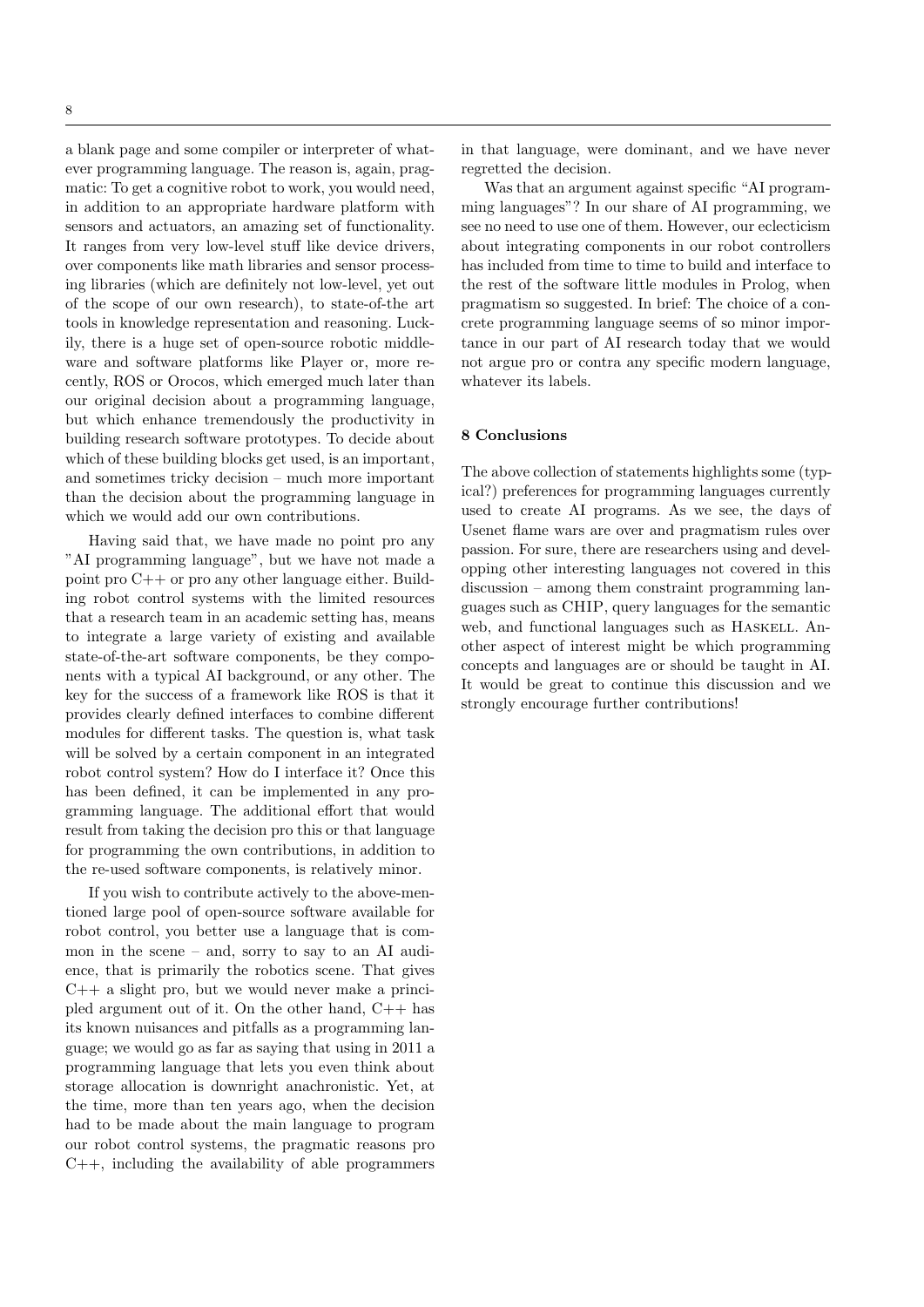a blank page and some compiler or interpreter of whatever programming language. The reason is, again, pragmatic: To get a cognitive robot to work, you would need, in addition to an appropriate hardware platform with sensors and actuators, an amazing set of functionality. It ranges from very low-level stuff like device drivers, over components like math libraries and sensor processing libraries (which are definitely not low-level, yet out of the scope of our own research), to state-of-the art tools in knowledge representation and reasoning. Luckily, there is a huge set of open-source robotic middleware and software platforms like Player or, more recently, ROS or Orocos, which emerged much later than our original decision about a programming language, but which enhance tremendously the productivity in building research software prototypes. To decide about which of these building blocks get used, is an important, and sometimes tricky decision – much more important than the decision about the programming language in which we would add our own contributions.

Having said that, we have made no point pro any "AI programming language", but we have not made a point pro C++ or pro any other language either. Building robot control systems with the limited resources that a research team in an academic setting has, means to integrate a large variety of existing and available state-of-the-art software components, be they components with a typical AI background, or any other. The key for the success of a framework like ROS is that it provides clearly defined interfaces to combine different modules for different tasks. The question is, what task will be solved by a certain component in an integrated robot control system? How do I interface it? Once this has been defined, it can be implemented in any programming language. The additional effort that would result from taking the decision pro this or that language for programming the own contributions, in addition to the re-used software components, is relatively minor.

If you wish to contribute actively to the above-mentioned large pool of open-source software available for robot control, you better use a language that is common in the scene – and, sorry to say to an AI audience, that is primarily the robotics scene. That gives C++ a slight pro, but we would never make a principled argument out of it. On the other hand, C++ has its known nuisances and pitfalls as a programming language; we would go as far as saying that using in 2011 a programming language that lets you even think about storage allocation is downright anachronistic. Yet, at the time, more than ten years ago, when the decision had to be made about the main language to program our robot control systems, the pragmatic reasons pro C++, including the availability of able programmers in that language, were dominant, and we have never regretted the decision.

Was that an argument against specific "AI programming languages"? In our share of AI programming, we see no need to use one of them. However, our eclecticism about integrating components in our robot controllers has included from time to time to build and interface to the rest of the software little modules in Prolog, when pragmatism so suggested. In brief: The choice of a concrete programming language seems of so minor importance in our part of AI research today that we would not argue pro or contra any specific modern language, whatever its labels.

## 8 Conclusions

The above collection of statements highlights some (typical?) preferences for programming languages currently used to create AI programs. As we see, the days of Usenet flame wars are over and pragmatism rules over passion. For sure, there are researchers using and developping other interesting languages not covered in this discussion – among them constraint programming languages such as CHIP, query languages for the semantic web, and functional languages such as HASKELL. Another aspect of interest might be which programming concepts and languages are or should be taught in AI. It would be great to continue this discussion and we strongly encourage further contributions!